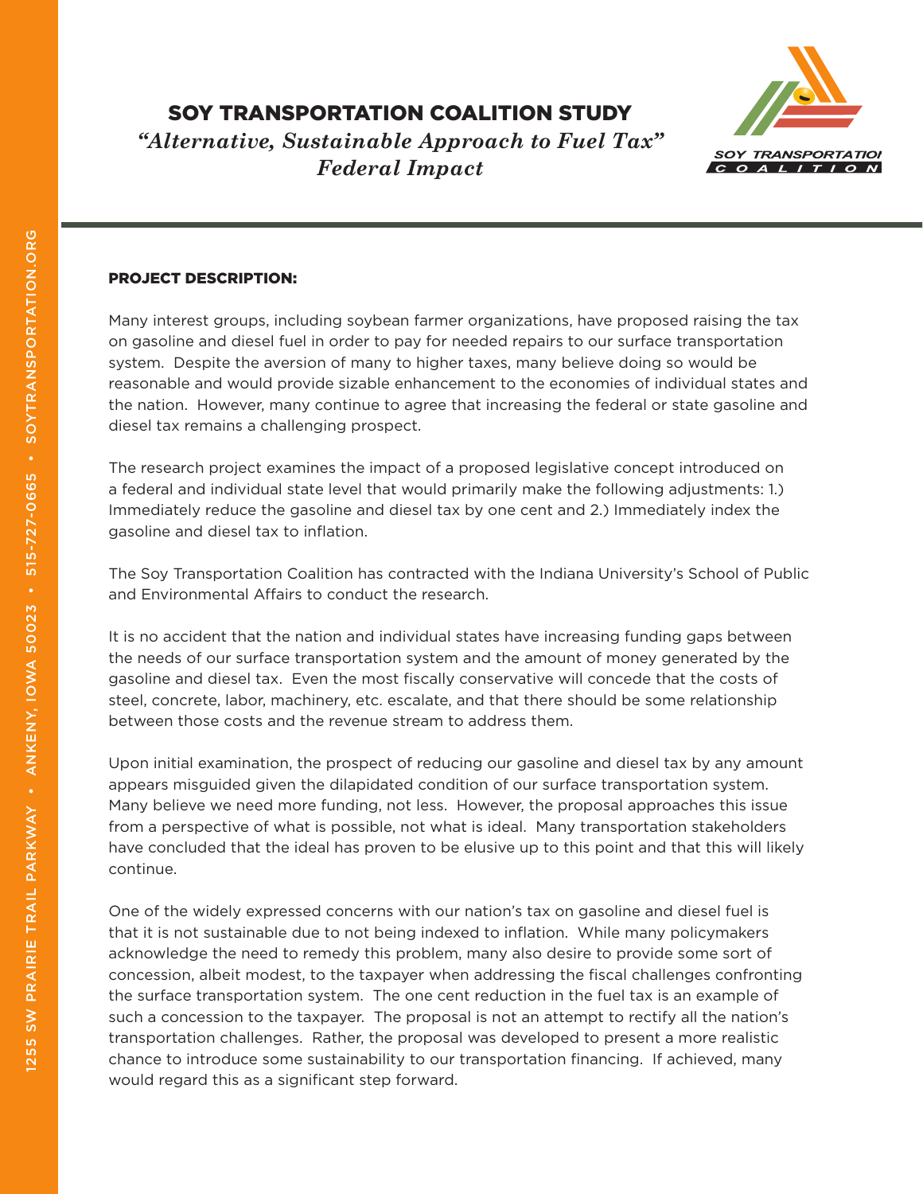# SOY TRANSPORTATION COALITION STUDY

## *"Alternative, Sustainable Approach to Fuel Tax"*

## *Federal Impact*

### PROJECT DESCRIPTION:

Many interest groups, including soybean farmer organizations, have proposed raising the tax on gasoline and diesel fuel in order to pay for needed repairs to our surface transportation system. Despite the aversion of many to higher taxes, many believe doing so would be reasonable and would provide sizable enhancement to the economies of individual states and the nation. However, many continue to agree that increasing the federal or state gasoline and diesel tax remains a challenging prospect.

The research project examines the impact of a proposed legislative concept introduced on a federal and individual state level that would primarily make the following adjustments: 1.) Immediately reduce the gasoline and diesel tax by one cent and 2.) Immediately index the gasoline and diesel tax to inflation.

The Soy Transportation Coalition has contracted with the Indiana University's School of Public and Environmental Affairs to conduct the research.

It is no accident that the nation and individual states have increasing funding gaps between the needs of our surface transportation system and the amount of money generated by the gasoline and diesel tax. Even the most fiscally conservative will concede that the costs of steel, concrete, labor, machinery, etc. escalate, and that there should be some relationship between those costs and the revenue stream to address them.

Upon initial examination, the prospect of reducing our gasoline and diesel tax by any amount appears misguided given the dilapidated condition of our surface transportation system. Many believe we need more funding, not less. However, the proposal approaches this issue from a perspective of what is possible, not what is ideal. Many transportation stakeholders have concluded that the ideal has proven to be elusive up to this point and that this will likely continue.

One of the widely expressed concerns with our nation's tax on gasoline and diesel fuel is that it is not sustainable due to not being indexed to inflation. While many policymakers acknowledge the need to remedy this problem, many also desire to provide some sort of concession, albeit modest, to the taxpayer when addressing the fiscal challenges confronting the surface transportation system. The one cent reduction in the fuel tax is an example of such a concession to the taxpayer. The proposal is not an attempt to rectify all the nation's transportation challenges. Rather, the proposal was developed to present a more realistic chance to introduce some sustainability to our transportation financing. If achieved, many would regard this as a significant step forward.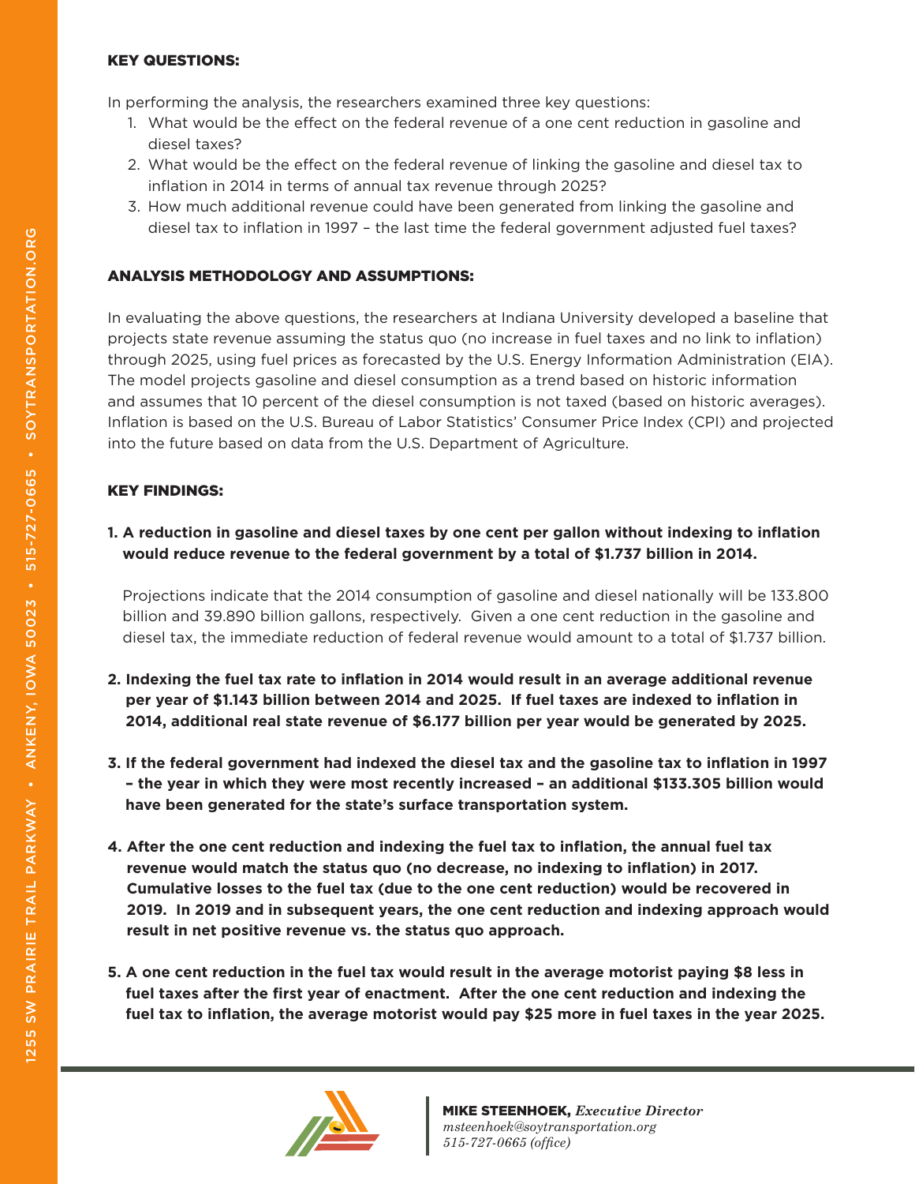**KEY QUESTIONS:**

In performing the analysis, the researchers examined three key questions:

1. What would be the effect on the federal revenue of a one cent reduction in gasoline and diesel taxes?
2. What would be the effect on the federal revenue of linking the gasoline and diesel tax to inflation in 2014 in terms of annual tax revenue through 2025?
3. How much additional revenue could have been generated from linking the gasoline and diesel tax to inflation in 1997 – the last time the federal government adjusted fuel taxes?

**ANALYSIS METHODOLOGY AND ASSUMPTIONS:**

In evaluating the above questions, the researchers at Indiana University developed a baseline that projects state revenue assuming the status quo (no increase in fuel taxes and no link to inflation) through 2025, using fuel prices as forecasted by the U.S. Energy Information Administration (EIA). The model projects gasoline and diesel consumption as a trend based on historic information and assumes that 10 percent of the diesel consumption is not taxed (based on historic averages). Inflation is based on the U.S. Bureau of Labor Statistics' Consumer Price Index (CPI) and projected into the future based on data from the U.S. Department of Agriculture.

**KEY FINDINGS:**

1. **A reduction in gasoline and diesel taxes by one cent per gallon without indexing to inflation would reduce revenue to the federal government by a total of $1.737 billion in 2014.**

   Projections indicate that the 2014 consumption of gasoline and diesel nationally will be 133.800 billion and 39.890 billion gallons, respectively. Given a one cent reduction in the gasoline and diesel tax, the immediate reduction of federal revenue would amount to a total of $1.737 billion.

2. **Indexing the fuel tax rate to inflation in 2014 would result in an average additional revenue per year of $1.143 billion between 2014 and 2025. If fuel taxes are indexed to inflation in 2014, additional real state revenue of $6.177 billion per year would be generated by 2025.**

3. **If the federal government had indexed the diesel tax and the gasoline tax to inflation in 1997 – the year in which they were most recently increased – an additional $133.305 billion would have been generated for the state's surface transportation system.**

4. **After the one cent reduction and indexing the fuel tax to inflation, the annual fuel tax revenue would match the status quo (no decrease, no indexing to inflation) in 2017. Cumulative losses to the fuel tax (due to the one cent reduction) would be recovered in 2019. In 2019 and in subsequent years, the one cent reduction and indexing approach would result in net positive revenue vs. the status quo approach.**

5. **A one cent reduction in the fuel tax would result in the average motorist paying $8 less in fuel taxes after the first year of enactment. After the one cent reduction and indexing the fuel tax to inflation, the average motorist would pay $25 more in fuel taxes in the year 2025.**

**MIKE STEENHOEK,** *Executive Director*
*msteenhoek@soytransportation.org*
*515-727-0665 (office)*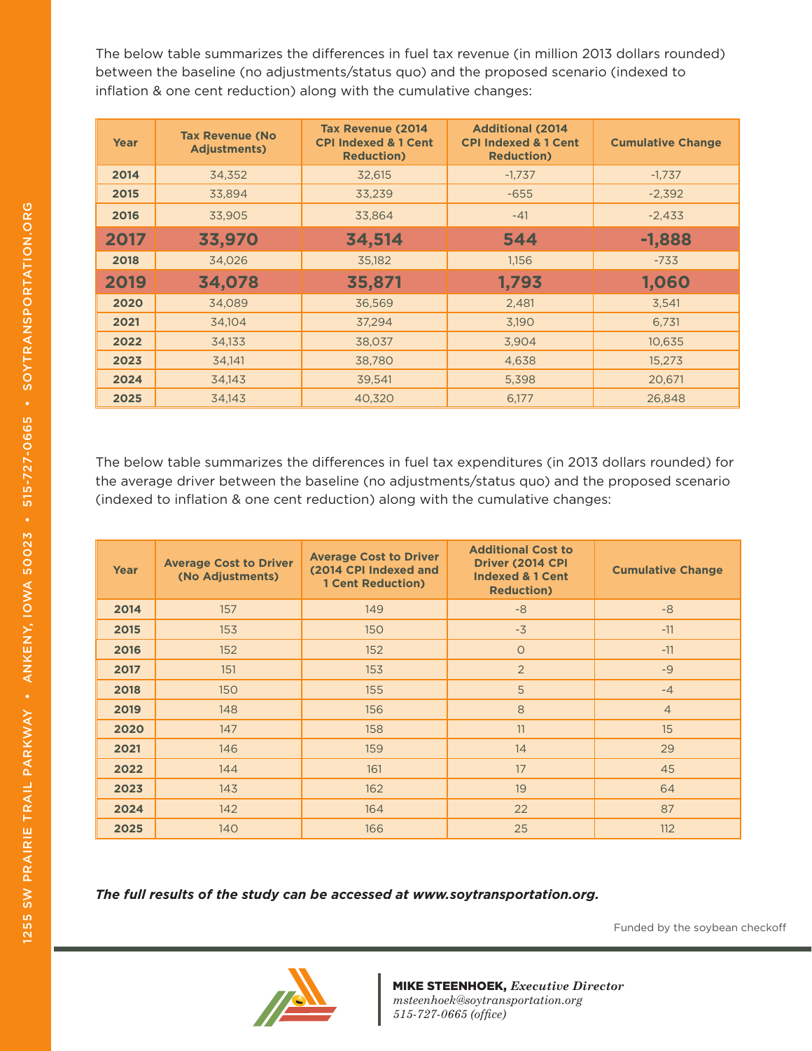The below table summarizes the differences in fuel tax revenue (in million 2013 dollars rounded) between the baseline (no adjustments/status quo) and the proposed scenario (indexed to inflation & one cent reduction) along with the cumulative changes:

| Year | Tax Revenue (No Adjustments) | Tax Revenue (2014 CPI Indexed & 1 Cent Reduction) | Additional (2014 CPI Indexed & 1 Cent Reduction) | Cumulative Change |
|---|---|---|---|---|
| 2014 | 34,352 | 32,615 | -1,737 | -1,737 |
| 2015 | 33,894 | 33,239 | -655 | -2,392 |
| 2016 | 33,905 | 33,864 | -41 | -2,433 |
| **2017** | **33,970** | **34,514** | **544** | **-1,888** |
| 2018 | 34,026 | 35,182 | 1,156 | -733 |
| **2019** | **34,078** | **35,871** | **1,793** | **1,060** |
| 2020 | 34,089 | 36,569 | 2,481 | 3,541 |
| 2021 | 34,104 | 37,294 | 3,190 | 6,731 |
| 2022 | 34,133 | 38,037 | 3,904 | 10,635 |
| 2023 | 34,141 | 38,780 | 4,638 | 15,273 |
| 2024 | 34,143 | 39,541 | 5,398 | 20,671 |
| 2025 | 34,143 | 40,320 | 6,177 | 26,848 |

The below table summarizes the differences in fuel tax expenditures (in 2013 dollars rounded) for the average driver between the baseline (no adjustments/status quo) and the proposed scenario (indexed to inflation & one cent reduction) along with the cumulative changes:

| Year | Average Cost to Driver (No Adjustments) | Average Cost to Driver (2014 CPI Indexed and 1 Cent Reduction) | Additional Cost to Driver (2014 CPI Indexed & 1 Cent Reduction) | Cumulative Change |
|---|---|---|---|---|
| 2014 | 157 | 149 | -8 | -8 |
| 2015 | 153 | 150 | -3 | -11 |
| 2016 | 152 | 152 | 0 | -11 |
| 2017 | 151 | 153 | 2 | -9 |
| 2018 | 150 | 155 | 5 | -4 |
| 2019 | 148 | 156 | 8 | 4 |
| 2020 | 147 | 158 | 11 | 15 |
| 2021 | 146 | 159 | 14 | 29 |
| 2022 | 144 | 161 | 17 | 45 |
| 2023 | 143 | 162 | 19 | 64 |
| 2024 | 142 | 164 | 22 | 87 |
| 2025 | 140 | 166 | 25 | 112 |

***The full results of the study can be accessed at www.soytransportation.org.***

Funded by the soybean checkoff

**MIKE STEENHOEK,** ***Executive Director***
*msteenhoek@soytransportation.org*
*515-727-0665 (office)*

1255 SW PRAIRIE TRAIL PARKWAY • ANKENY, IOWA 50023 • 515-727-0665 • SOYTRANSPORTATION.ORG